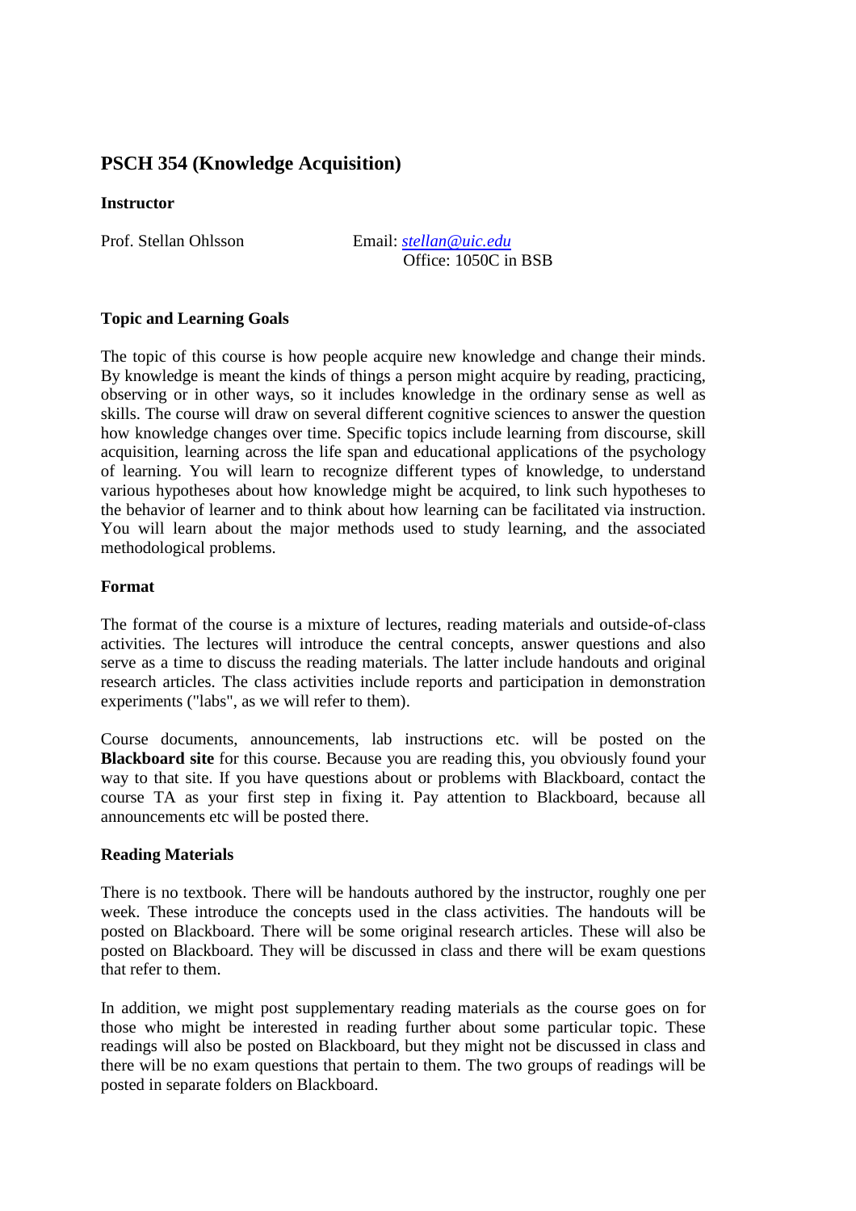# PSCH 354 (Knowledge Acquisition)

**Instructor**

Prof. Stellan Ohlsson

Email: *stellan@uic.edu*
Office: 1050C in BSB

**Topic and Learning Goals**

The topic of this course is how people acquire new knowledge and change their minds. By knowledge is meant the kinds of things a person might acquire by reading, practicing, observing or in other ways, so it includes knowledge in the ordinary sense as well as skills. The course will draw on several different cognitive sciences to answer the question how knowledge changes over time. Specific topics include learning from discourse, skill acquisition, learning across the life span and educational applications of the psychology of learning. You will learn to recognize different types of knowledge, to understand various hypotheses about how knowledge might be acquired, to link such hypotheses to the behavior of learner and to think about how learning can be facilitated via instruction. You will learn about the major methods used to study learning, and the associated methodological problems.

**Format**

The format of the course is a mixture of lectures, reading materials and outside-of-class activities. The lectures will introduce the central concepts, answer questions and also serve as a time to discuss the reading materials. The latter include handouts and original research articles. The class activities include reports and participation in demonstration experiments ("labs", as we will refer to them).

Course documents, announcements, lab instructions etc. will be posted on the **Blackboard site** for this course. Because you are reading this, you obviously found your way to that site. If you have questions about or problems with Blackboard, contact the course TA as your first step in fixing it. Pay attention to Blackboard, because all announcements etc will be posted there.

**Reading Materials**

There is no textbook. There will be handouts authored by the instructor, roughly one per week. These introduce the concepts used in the class activities. The handouts will be posted on Blackboard. There will be some original research articles. These will also be posted on Blackboard. They will be discussed in class and there will be exam questions that refer to them.

In addition, we might post supplementary reading materials as the course goes on for those who might be interested in reading further about some particular topic. These readings will also be posted on Blackboard, but they might not be discussed in class and there will be no exam questions that pertain to them. The two groups of readings will be posted in separate folders on Blackboard.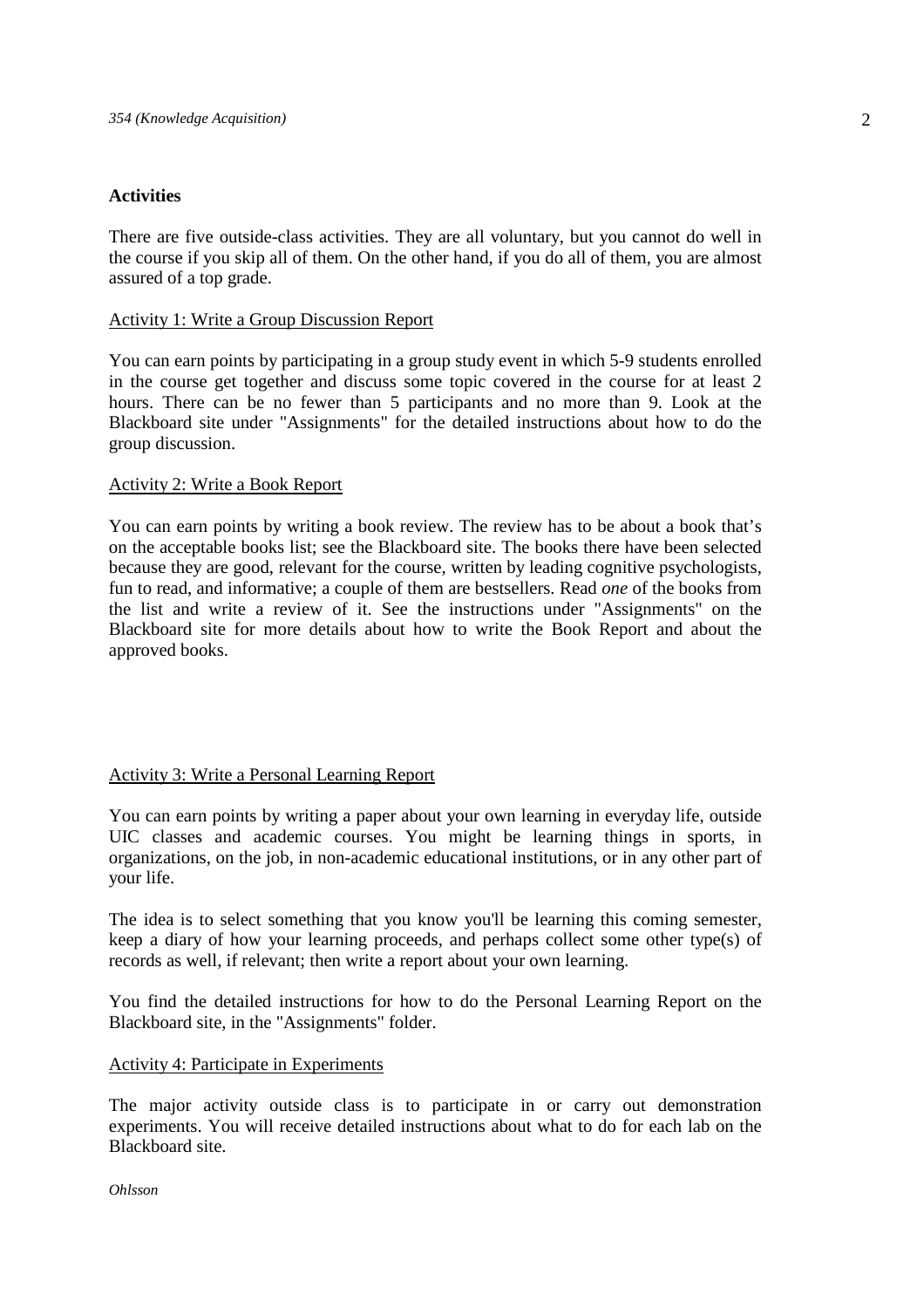## Activities

There are five outside-class activities. They are all voluntary, but you cannot do well in the course if you skip all of them. On the other hand, if you do all of them, you are almost assured of a top grade.

### Activity 1: Write a Group Discussion Report

You can earn points by participating in a group study event in which 5-9 students enrolled in the course get together and discuss some topic covered in the course for at least 2 hours. There can be no fewer than 5 participants and no more than 9. Look at the Blackboard site under "Assignments" for the detailed instructions about how to do the group discussion.

### Activity 2: Write a Book Report

You can earn points by writing a book review. The review has to be about a book that's on the acceptable books list; see the Blackboard site. The books there have been selected because they are good, relevant for the course, written by leading cognitive psychologists, fun to read, and informative; a couple of them are bestsellers. Read *one* of the books from the list and write a review of it. See the instructions under "Assignments" on the Blackboard site for more details about how to write the Book Report and about the approved books.

### Activity 3: Write a Personal Learning Report

You can earn points by writing a paper about your own learning in everyday life, outside UIC classes and academic courses. You might be learning things in sports, in organizations, on the job, in non-academic educational institutions, or in any other part of your life.

The idea is to select something that you know you'll be learning this coming semester, keep a diary of how your learning proceeds, and perhaps collect some other type(s) of records as well, if relevant; then write a report about your own learning.

You find the detailed instructions for how to do the Personal Learning Report on the Blackboard site, in the "Assignments" folder.

### Activity 4: Participate in Experiments

The major activity outside class is to participate in or carry out demonstration experiments. You will receive detailed instructions about what to do for each lab on the Blackboard site.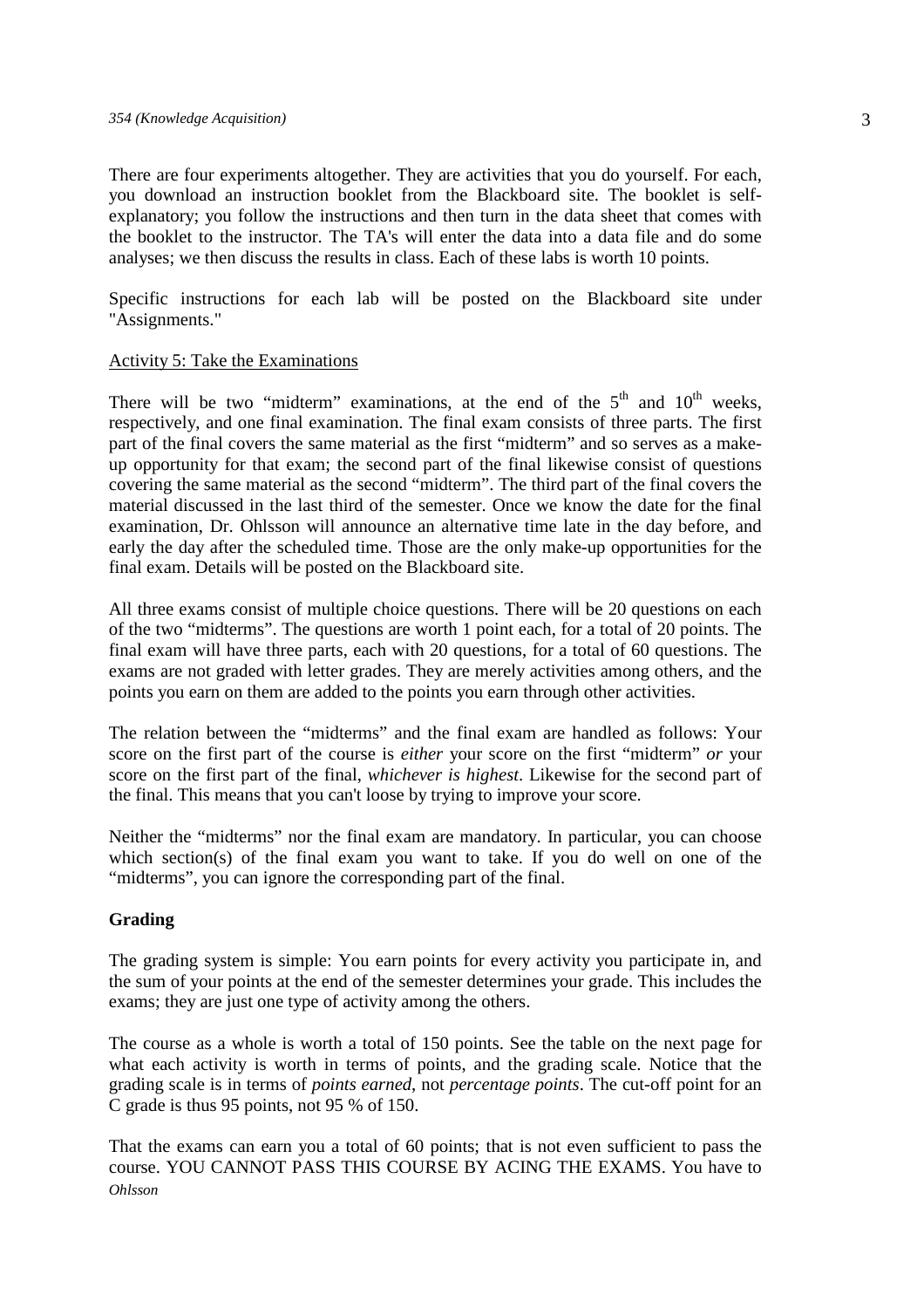There are four experiments altogether. They are activities that you do yourself. For each, you download an instruction booklet from the Blackboard site. The booklet is self-explanatory; you follow the instructions and then turn in the data sheet that comes with the booklet to the instructor. The TA's will enter the data into a data file and do some analyses; we then discuss the results in class. Each of these labs is worth 10 points.

Specific instructions for each lab will be posted on the Blackboard site under "Assignments."

Activity 5: Take the Examinations

There will be two "midterm" examinations, at the end of the 5th and 10th weeks, respectively, and one final examination. The final exam consists of three parts. The first part of the final covers the same material as the first "midterm" and so serves as a make-up opportunity for that exam; the second part of the final likewise consist of questions covering the same material as the second "midterm". The third part of the final covers the material discussed in the last third of the semester. Once we know the date for the final examination, Dr. Ohlsson will announce an alternative time late in the day before, and early the day after the scheduled time. Those are the only make-up opportunities for the final exam. Details will be posted on the Blackboard site.

All three exams consist of multiple choice questions. There will be 20 questions on each of the two "midterms". The questions are worth 1 point each, for a total of 20 points. The final exam will have three parts, each with 20 questions, for a total of 60 questions. The exams are not graded with letter grades. They are merely activities among others, and the points you earn on them are added to the points you earn through other activities.

The relation between the "midterms" and the final exam are handled as follows: Your score on the first part of the course is *either* your score on the first "midterm" *or* your score on the first part of the final, *whichever is highest*. Likewise for the second part of the final. This means that you can't loose by trying to improve your score.

Neither the "midterms" nor the final exam are mandatory. In particular, you can choose which section(s) of the final exam you want to take. If you do well on one of the "midterms", you can ignore the corresponding part of the final.

**Grading**

The grading system is simple: You earn points for every activity you participate in, and the sum of your points at the end of the semester determines your grade. This includes the exams; they are just one type of activity among the others.

The course as a whole is worth a total of 150 points. See the table on the next page for what each activity is worth in terms of points, and the grading scale. Notice that the grading scale is in terms of *points earned*, not *percentage points*. The cut-off point for an C grade is thus 95 points, not 95 % of 150.

That the exams can earn you a total of 60 points; that is not even sufficient to pass the course. YOU CANNOT PASS THIS COURSE BY ACING THE EXAMS. You have to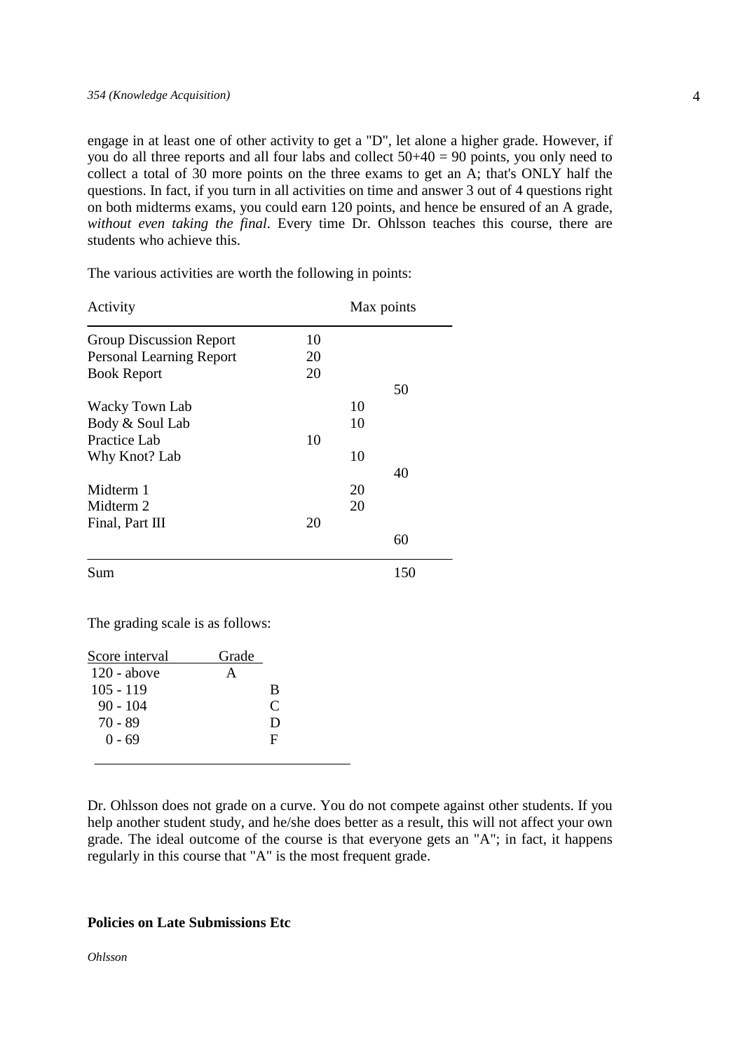engage in at least one of other activity to get a "D", let alone a higher grade. However, if you do all three reports and all four labs and collect 50+40 = 90 points, you only need to collect a total of 30 more points on the three exams to get an A; that's ONLY half the questions. In fact, if you turn in all activities on time and answer 3 out of 4 questions right on both midterms exams, you could earn 120 points, and hence be ensured of an A grade, *without even taking the final*. Every time Dr. Ohlsson teaches this course, there are students who achieve this.

The various activities are worth the following in points:

| Activity | | Max points | |
|---|---|---|---|
| Group Discussion Report | 10 | | |
| Personal Learning Report | 20 | | |
| Book Report | 20 | | |
| | | | 50 |
| Wacky Town Lab | | 10 | |
| Body & Soul Lab | | 10 | |
| Practice Lab | 10 | | |
| Why Knot? Lab | | 10 | |
| | | | 40 |
| Midterm 1 | | 20 | |
| Midterm 2 | | 20 | |
| Final, Part III | 20 | | |
| | | | 60 |
| Sum | | | 150 |

The grading scale is as follows:

| Score interval | Grade |
|---|---|
| 120 - above | A |
| 105 - 119 | B |
| 90 - 104 | C |
| 70 - 89 | D |
| 0 - 69 | F |

Dr. Ohlsson does not grade on a curve. You do not compete against other students. If you help another student study, and he/she does better as a result, this will not affect your own grade. The ideal outcome of the course is that everyone gets an "A"; in fact, it happens regularly in this course that "A" is the most frequent grade.

**Policies on Late Submissions Etc**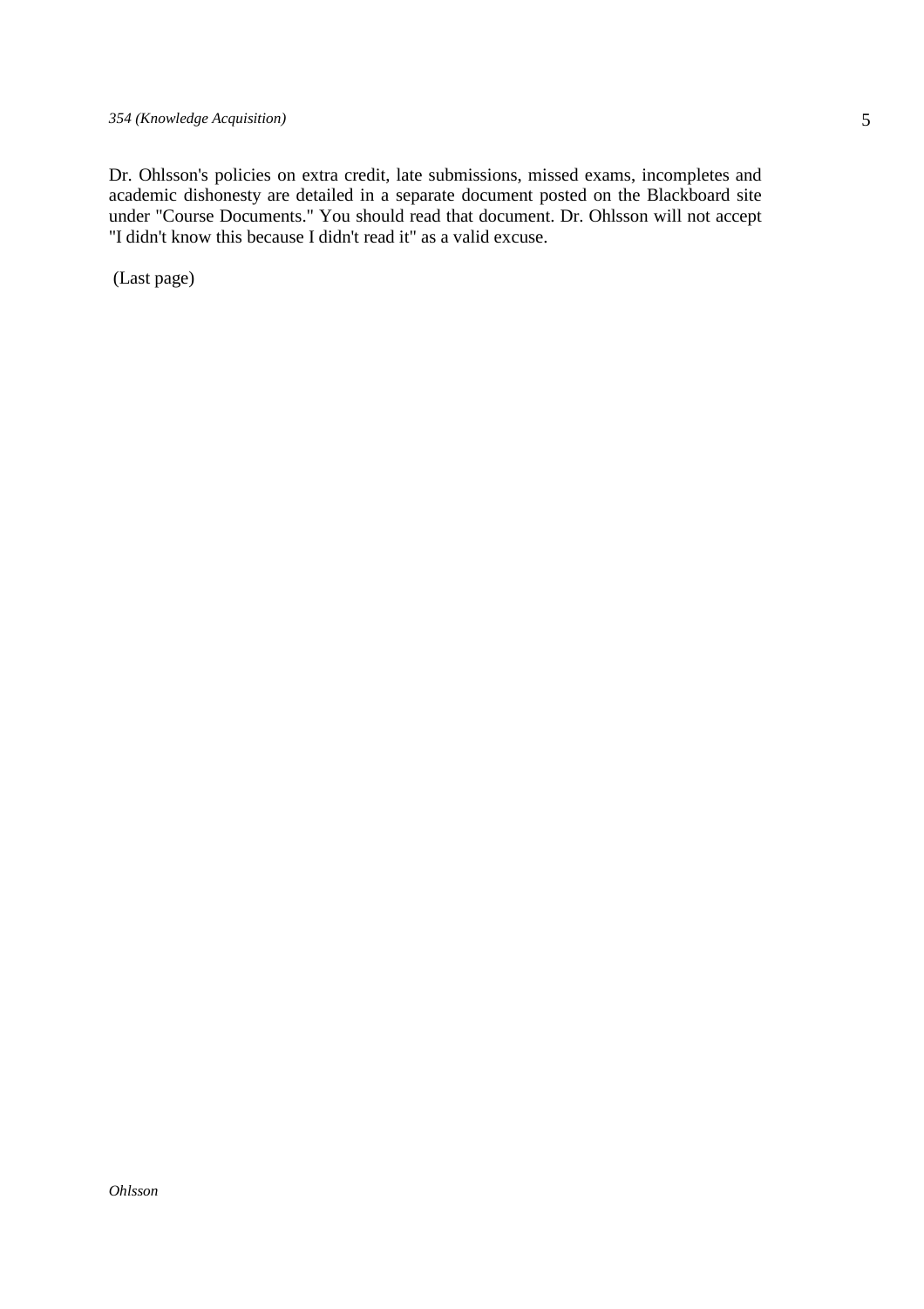Dr. Ohlsson's policies on extra credit, late submissions, missed exams, incompletes and academic dishonesty are detailed in a separate document posted on the Blackboard site under "Course Documents." You should read that document. Dr. Ohlsson will not accept "I didn't know this because I didn't read it" as a valid excuse.

(Last page)